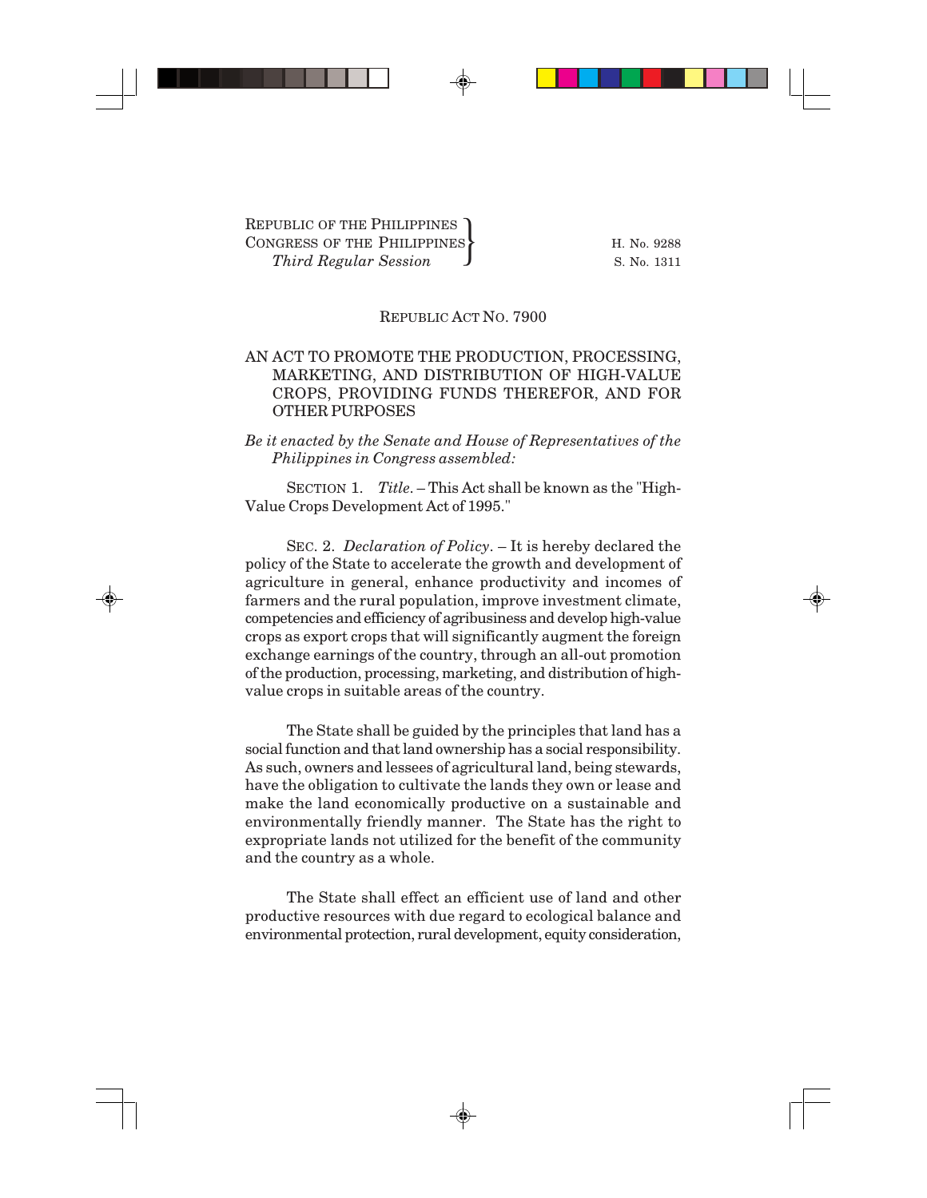REPUBLIC OF THE PHILIPPINES
CONGRESS OF THE PHILIPPINES
*Third Regular Session*

H. No. 9288
S. No. 1311

REPUBLIC ACT NO. 7900

AN ACT TO PROMOTE THE PRODUCTION, PROCESSING, MARKETING, AND DISTRIBUTION OF HIGH-VALUE CROPS, PROVIDING FUNDS THEREFOR, AND FOR OTHER PURPOSES

*Be it enacted by the Senate and House of Representatives of the Philippines in Congress assembled:*

SECTION 1. *Title.* – This Act shall be known as the "High-Value Crops Development Act of 1995."

SEC. 2. *Declaration of Policy*. – It is hereby declared the policy of the State to accelerate the growth and development of agriculture in general, enhance productivity and incomes of farmers and the rural population, improve investment climate, competencies and efficiency of agribusiness and develop high-value crops as export crops that will significantly augment the foreign exchange earnings of the country, through an all-out promotion of the production, processing, marketing, and distribution of high-value crops in suitable areas of the country.

The State shall be guided by the principles that land has a social function and that land ownership has a social responsibility. As such, owners and lessees of agricultural land, being stewards, have the obligation to cultivate the lands they own or lease and make the land economically productive on a sustainable and environmentally friendly manner. The State has the right to expropriate lands not utilized for the benefit of the community and the country as a whole.

The State shall effect an efficient use of land and other productive resources with due regard to ecological balance and environmental protection, rural development, equity consideration,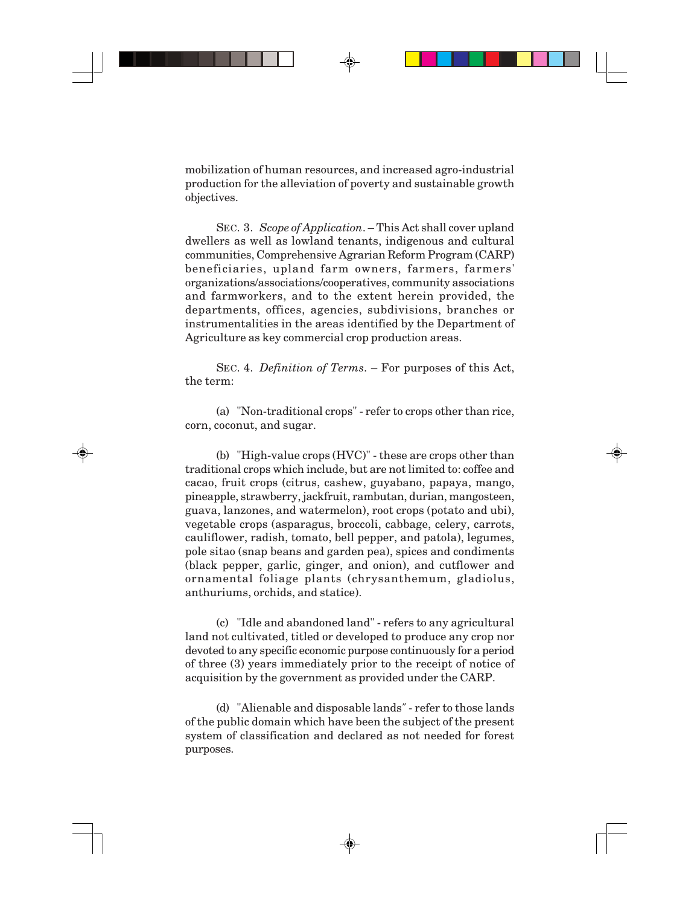mobilization of human resources, and increased agro-industrial production for the alleviation of poverty and sustainable growth objectives.

SEC. 3. *Scope of Application*. – This Act shall cover upland dwellers as well as lowland tenants, indigenous and cultural communities, Comprehensive Agrarian Reform Program (CARP) beneficiaries, upland farm owners, farmers, farmers' organizations/associations/cooperatives, community associations and farmworkers, and to the extent herein provided, the departments, offices, agencies, subdivisions, branches or instrumentalities in the areas identified by the Department of Agriculture as key commercial crop production areas.

SEC. 4. *Definition of Terms*. – For purposes of this Act, the term:

(a) "Non-traditional crops" - refer to crops other than rice, corn, coconut, and sugar.

(b) "High-value crops (HVC)" - these are crops other than traditional crops which include, but are not limited to: coffee and cacao, fruit crops (citrus, cashew, guyabano, papaya, mango, pineapple, strawberry, jackfruit, rambutan, durian, mangosteen, guava, lanzones, and watermelon), root crops (potato and ubi), vegetable crops (asparagus, broccoli, cabbage, celery, carrots, cauliflower, radish, tomato, bell pepper, and patola), legumes, pole sitao (snap beans and garden pea), spices and condiments (black pepper, garlic, ginger, and onion), and cutflower and ornamental foliage plants (chrysanthemum, gladiolus, anthuriums, orchids, and statice).

(c) "Idle and abandoned land" - refers to any agricultural land not cultivated, titled or developed to produce any crop nor devoted to any specific economic purpose continuously for a period of three (3) years immediately prior to the receipt of notice of acquisition by the government as provided under the CARP.

(d) "Alienable and disposable lands" - refer to those lands of the public domain which have been the subject of the present system of classification and declared as not needed for forest purposes.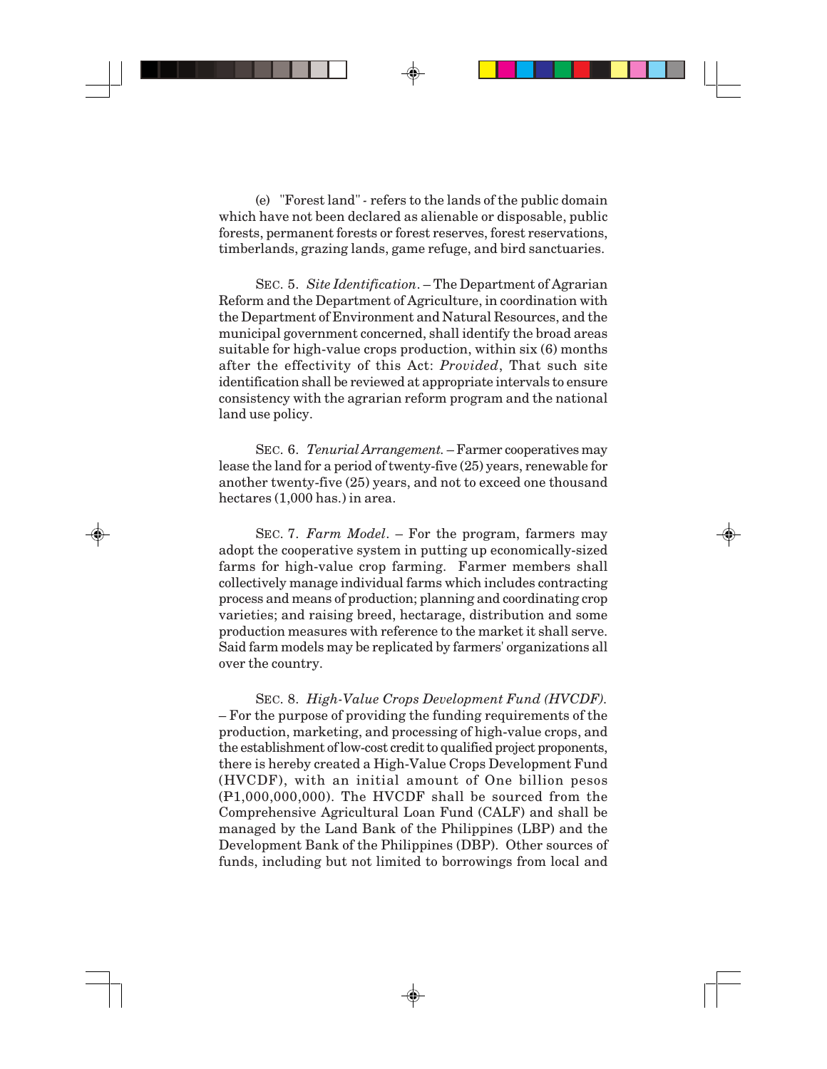(e) "Forest land" - refers to the lands of the public domain which have not been declared as alienable or disposable, public forests, permanent forests or forest reserves, forest reservations, timberlands, grazing lands, game refuge, and bird sanctuaries.

SEC. 5. *Site Identification*. – The Department of Agrarian Reform and the Department of Agriculture, in coordination with the Department of Environment and Natural Resources, and the municipal government concerned, shall identify the broad areas suitable for high-value crops production, within six (6) months after the effectivity of this Act: *Provided*, That such site identification shall be reviewed at appropriate intervals to ensure consistency with the agrarian reform program and the national land use policy.

SEC. 6. *Tenurial Arrangement.* – Farmer cooperatives may lease the land for a period of twenty-five (25) years, renewable for another twenty-five (25) years, and not to exceed one thousand hectares (1,000 has.) in area.

SEC. 7. *Farm Model*. – For the program, farmers may adopt the cooperative system in putting up economically-sized farms for high-value crop farming. Farmer members shall collectively manage individual farms which includes contracting process and means of production; planning and coordinating crop varieties; and raising breed, hectarage, distribution and some production measures with reference to the market it shall serve. Said farm models may be replicated by farmers' organizations all over the country.

SEC. 8. *High-Value Crops Development Fund (HVCDF).* – For the purpose of providing the funding requirements of the production, marketing, and processing of high-value crops, and the establishment of low-cost credit to qualified project proponents, there is hereby created a High-Value Crops Development Fund (HVCDF), with an initial amount of One billion pesos (₱1,000,000,000). The HVCDF shall be sourced from the Comprehensive Agricultural Loan Fund (CALF) and shall be managed by the Land Bank of the Philippines (LBP) and the Development Bank of the Philippines (DBP). Other sources of funds, including but not limited to borrowings from local and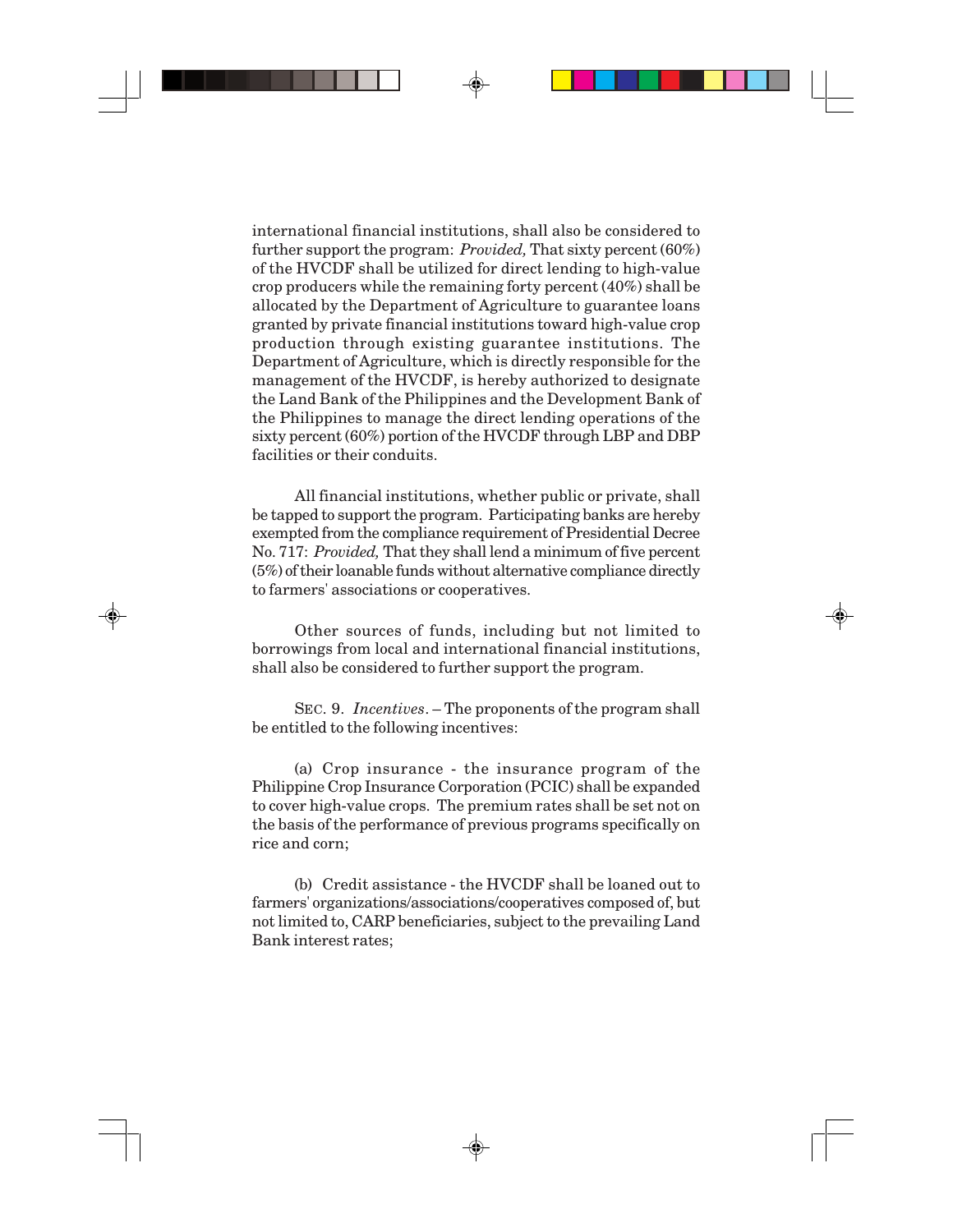international financial institutions, shall also be considered to further support the program: *Provided,* That sixty percent (60%) of the HVCDF shall be utilized for direct lending to high-value crop producers while the remaining forty percent (40%) shall be allocated by the Department of Agriculture to guarantee loans granted by private financial institutions toward high-value crop production through existing guarantee institutions. The Department of Agriculture, which is directly responsible for the management of the HVCDF, is hereby authorized to designate the Land Bank of the Philippines and the Development Bank of the Philippines to manage the direct lending operations of the sixty percent (60%) portion of the HVCDF through LBP and DBP facilities or their conduits.

All financial institutions, whether public or private, shall be tapped to support the program. Participating banks are hereby exempted from the compliance requirement of Presidential Decree No. 717: *Provided,* That they shall lend a minimum of five percent (5%) of their loanable funds without alternative compliance directly to farmers' associations or cooperatives.

Other sources of funds, including but not limited to borrowings from local and international financial institutions, shall also be considered to further support the program.

SEC. 9. *Incentives*. – The proponents of the program shall be entitled to the following incentives:

(a) Crop insurance - the insurance program of the Philippine Crop Insurance Corporation (PCIC) shall be expanded to cover high-value crops. The premium rates shall be set not on the basis of the performance of previous programs specifically on rice and corn;

(b) Credit assistance - the HVCDF shall be loaned out to farmers' organizations/associations/cooperatives composed of, but not limited to, CARP beneficiaries, subject to the prevailing Land Bank interest rates;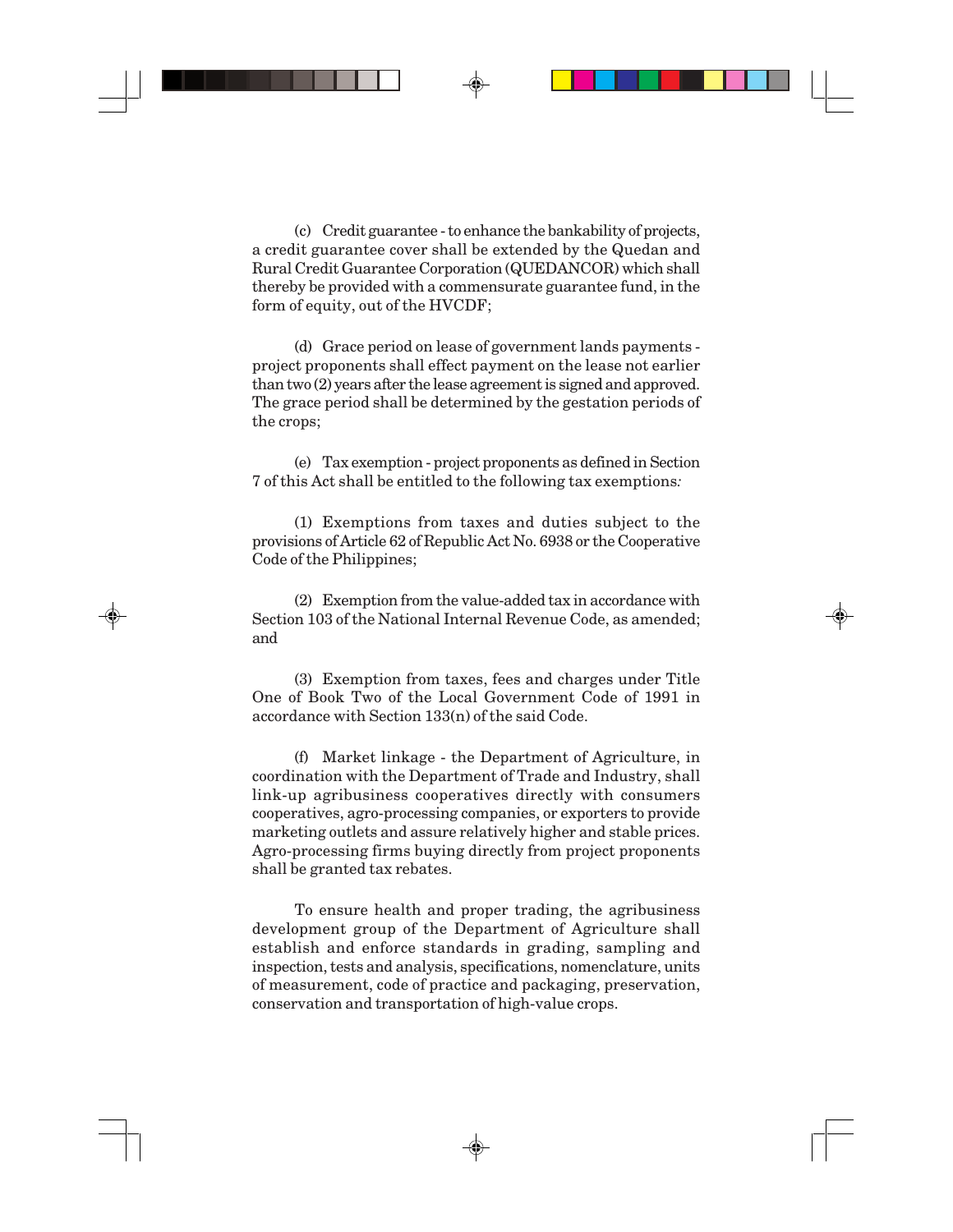(c) Credit guarantee - to enhance the bankability of projects, a credit guarantee cover shall be extended by the Quedan and Rural Credit Guarantee Corporation (QUEDANCOR) which shall thereby be provided with a commensurate guarantee fund, in the form of equity, out of the HVCDF;

(d) Grace period on lease of government lands payments - project proponents shall effect payment on the lease not earlier than two (2) years after the lease agreement is signed and approved. The grace period shall be determined by the gestation periods of the crops;

(e) Tax exemption - project proponents as defined in Section 7 of this Act shall be entitled to the following tax exemptions:

(1) Exemptions from taxes and duties subject to the provisions of Article 62 of Republic Act No. 6938 or the Cooperative Code of the Philippines;

(2) Exemption from the value-added tax in accordance with Section 103 of the National Internal Revenue Code, as amended; and

(3) Exemption from taxes, fees and charges under Title One of Book Two of the Local Government Code of 1991 in accordance with Section 133(n) of the said Code.

(f) Market linkage - the Department of Agriculture, in coordination with the Department of Trade and Industry, shall link-up agribusiness cooperatives directly with consumers cooperatives, agro-processing companies, or exporters to provide marketing outlets and assure relatively higher and stable prices. Agro-processing firms buying directly from project proponents shall be granted tax rebates.

To ensure health and proper trading, the agribusiness development group of the Department of Agriculture shall establish and enforce standards in grading, sampling and inspection, tests and analysis, specifications, nomenclature, units of measurement, code of practice and packaging, preservation, conservation and transportation of high-value crops.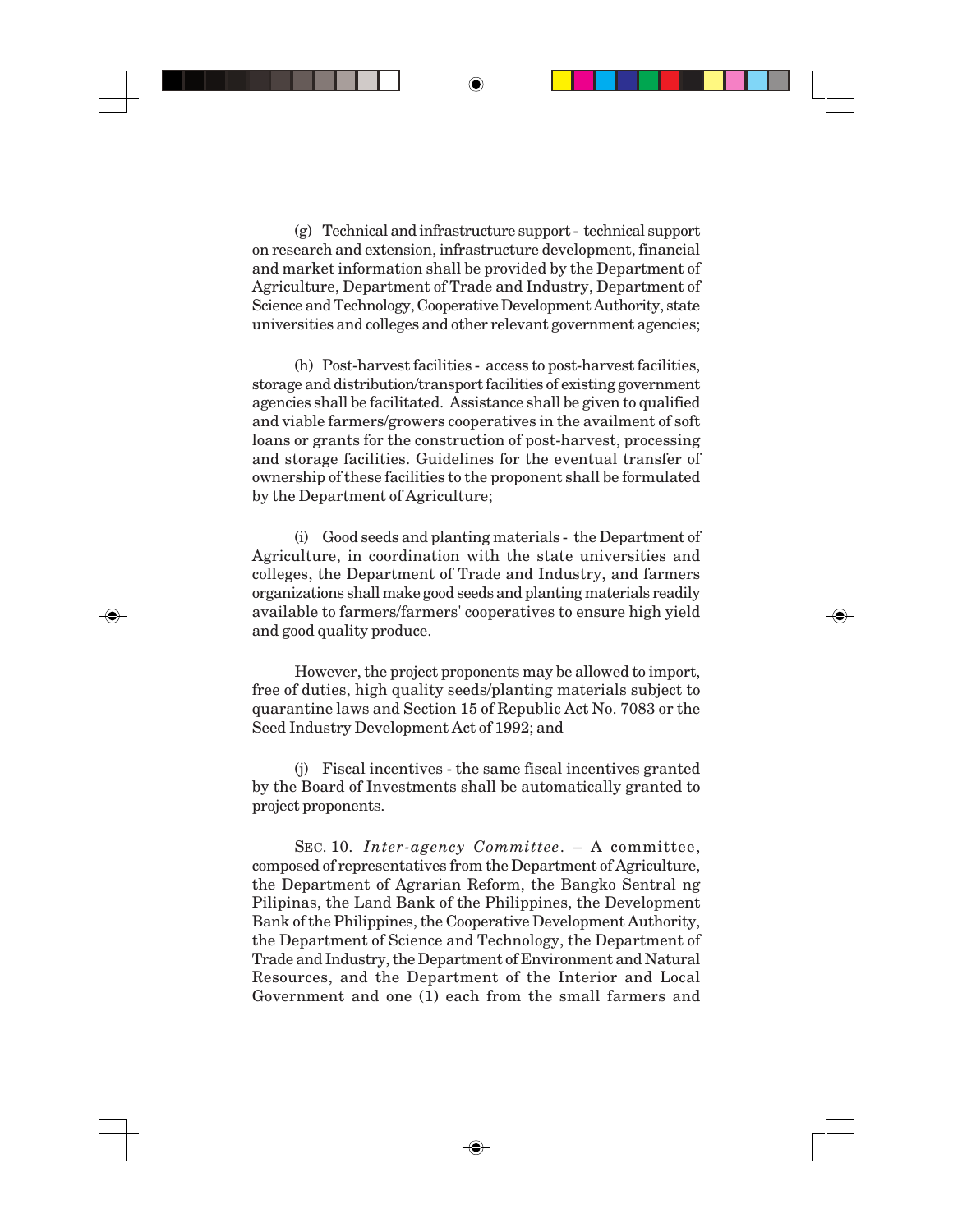(g) Technical and infrastructure support - technical support on research and extension, infrastructure development, financial and market information shall be provided by the Department of Agriculture, Department of Trade and Industry, Department of Science and Technology, Cooperative Development Authority, state universities and colleges and other relevant government agencies;

(h) Post-harvest facilities - access to post-harvest facilities, storage and distribution/transport facilities of existing government agencies shall be facilitated. Assistance shall be given to qualified and viable farmers/growers cooperatives in the availment of soft loans or grants for the construction of post-harvest, processing and storage facilities. Guidelines for the eventual transfer of ownership of these facilities to the proponent shall be formulated by the Department of Agriculture;

(i) Good seeds and planting materials - the Department of Agriculture, in coordination with the state universities and colleges, the Department of Trade and Industry, and farmers organizations shall make good seeds and planting materials readily available to farmers/farmers' cooperatives to ensure high yield and good quality produce.

However, the project proponents may be allowed to import, free of duties, high quality seeds/planting materials subject to quarantine laws and Section 15 of Republic Act No. 7083 or the Seed Industry Development Act of 1992; and

(j) Fiscal incentives - the same fiscal incentives granted by the Board of Investments shall be automatically granted to project proponents.

SEC. 10. *Inter-agency Committee*. – A committee, composed of representatives from the Department of Agriculture, the Department of Agrarian Reform, the Bangko Sentral ng Pilipinas, the Land Bank of the Philippines, the Development Bank of the Philippines, the Cooperative Development Authority, the Department of Science and Technology, the Department of Trade and Industry, the Department of Environment and Natural Resources, and the Department of the Interior and Local Government and one (1) each from the small farmers and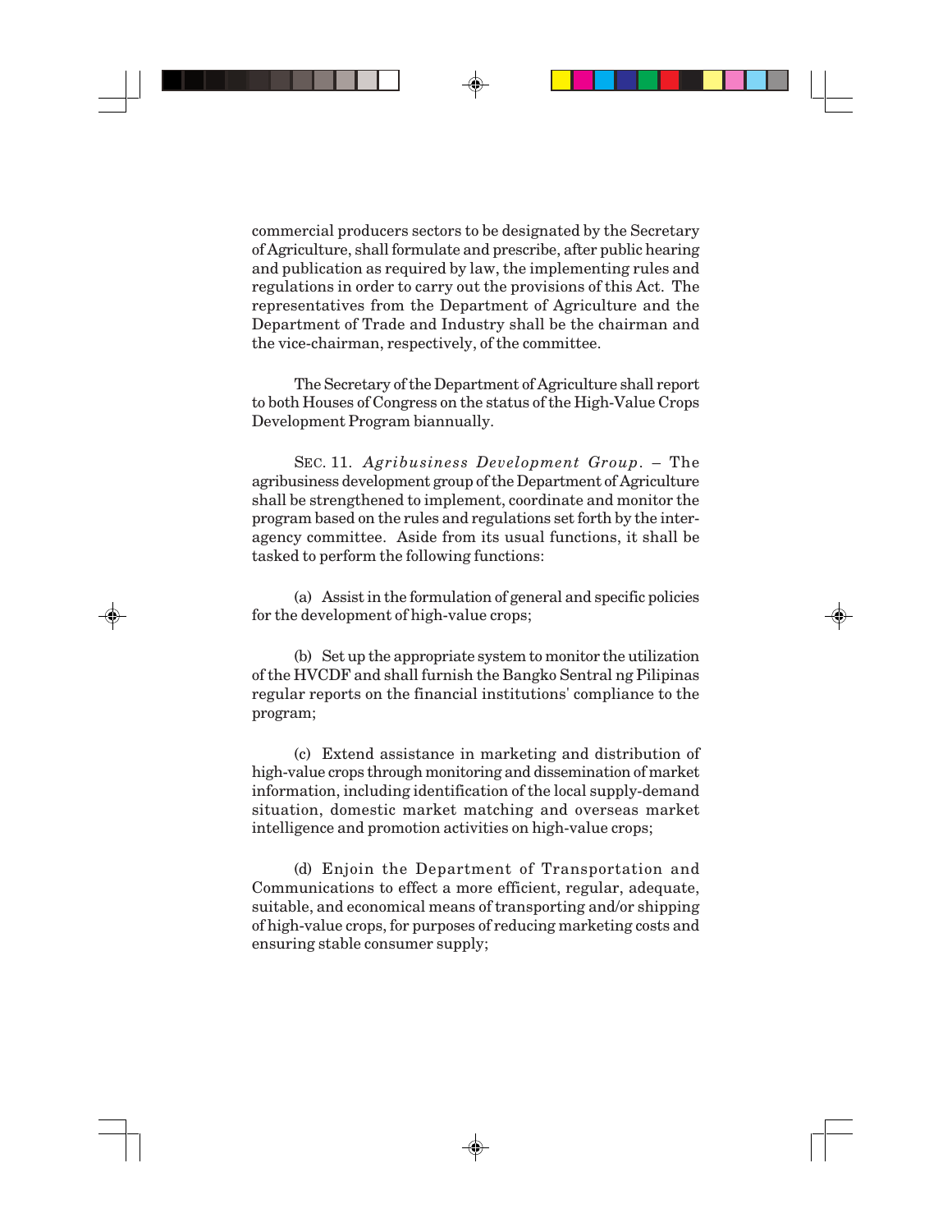commercial producers sectors to be designated by the Secretary of Agriculture, shall formulate and prescribe, after public hearing and publication as required by law, the implementing rules and regulations in order to carry out the provisions of this Act. The representatives from the Department of Agriculture and the Department of Trade and Industry shall be the chairman and the vice-chairman, respectively, of the committee.

The Secretary of the Department of Agriculture shall report to both Houses of Congress on the status of the High-Value Crops Development Program biannually.

SEC. 11. *Agribusiness Development Group*. – The agribusiness development group of the Department of Agriculture shall be strengthened to implement, coordinate and monitor the program based on the rules and regulations set forth by the inter-agency committee. Aside from its usual functions, it shall be tasked to perform the following functions:

(a) Assist in the formulation of general and specific policies for the development of high-value crops;

(b) Set up the appropriate system to monitor the utilization of the HVCDF and shall furnish the Bangko Sentral ng Pilipinas regular reports on the financial institutions' compliance to the program;

(c) Extend assistance in marketing and distribution of high-value crops through monitoring and dissemination of market information, including identification of the local supply-demand situation, domestic market matching and overseas market intelligence and promotion activities on high-value crops;

(d) Enjoin the Department of Transportation and Communications to effect a more efficient, regular, adequate, suitable, and economical means of transporting and/or shipping of high-value crops, for purposes of reducing marketing costs and ensuring stable consumer supply;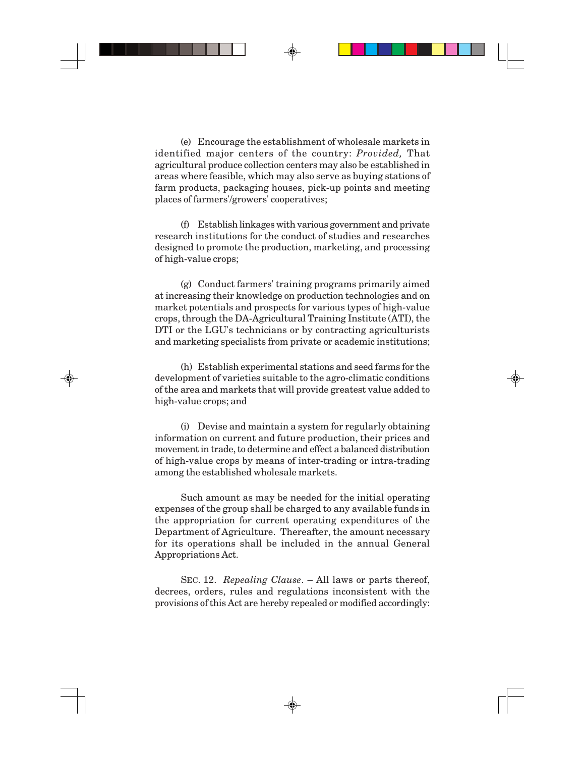(e) Encourage the establishment of wholesale markets in identified major centers of the country: *Provided,* That agricultural produce collection centers may also be established in areas where feasible, which may also serve as buying stations of farm products, packaging houses, pick-up points and meeting places of farmers'/growers' cooperatives;

(f) Establish linkages with various government and private research institutions for the conduct of studies and researches designed to promote the production, marketing, and processing of high-value crops;

(g) Conduct farmers' training programs primarily aimed at increasing their knowledge on production technologies and on market potentials and prospects for various types of high-value crops, through the DA-Agricultural Training Institute (ATI), the DTI or the LGU's technicians or by contracting agriculturists and marketing specialists from private or academic institutions;

(h) Establish experimental stations and seed farms for the development of varieties suitable to the agro-climatic conditions of the area and markets that will provide greatest value added to high-value crops; and

(i) Devise and maintain a system for regularly obtaining information on current and future production, their prices and movement in trade, to determine and effect a balanced distribution of high-value crops by means of inter-trading or intra-trading among the established wholesale markets.

Such amount as may be needed for the initial operating expenses of the group shall be charged to any available funds in the appropriation for current operating expenditures of the Department of Agriculture. Thereafter, the amount necessary for its operations shall be included in the annual General Appropriations Act.

SEC. 12. *Repealing Clause*. – All laws or parts thereof, decrees, orders, rules and regulations inconsistent with the provisions of this Act are hereby repealed or modified accordingly: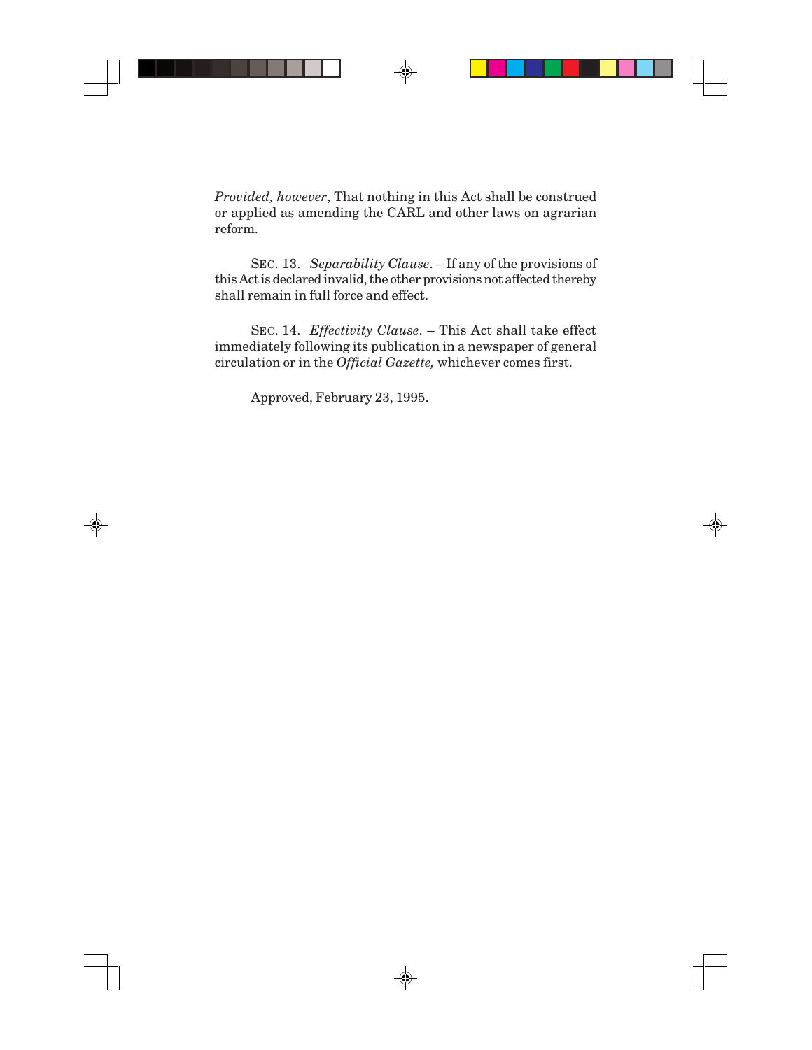*Provided, however*, That nothing in this Act shall be construed or applied as amending the CARL and other laws on agrarian reform.

SEC. 13. *Separability Clause*. – If any of the provisions of this Act is declared invalid, the other provisions not affected thereby shall remain in full force and effect.

SEC. 14. *Effectivity Clause*. – This Act shall take effect immediately following its publication in a newspaper of general circulation or in the *Official Gazette,* whichever comes first.

Approved, February 23, 1995.